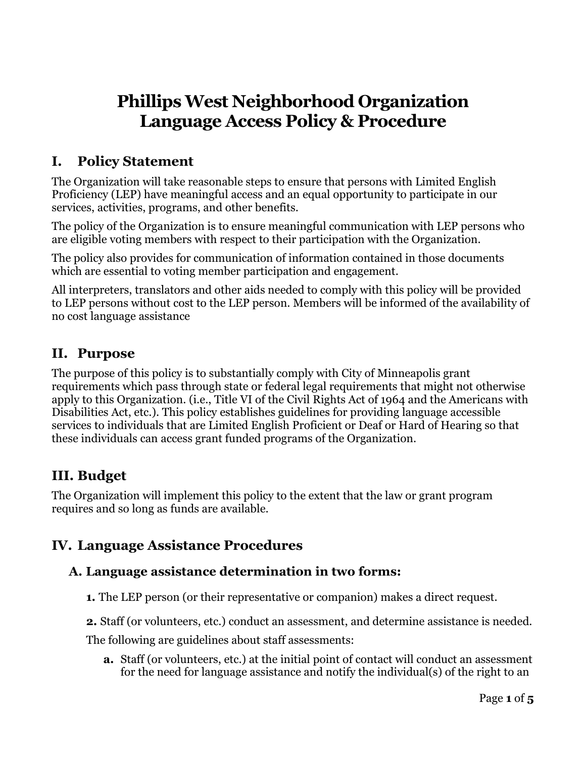# Phillips West Neighborhood Organization
# Language Access Policy & Procedure

## I. Policy Statement

The Organization will take reasonable steps to ensure that persons with Limited English Proficiency (LEP) have meaningful access and an equal opportunity to participate in our services, activities, programs, and other benefits.

The policy of the Organization is to ensure meaningful communication with LEP persons who are eligible voting members with respect to their participation with the Organization.

The policy also provides for communication of information contained in those documents which are essential to voting member participation and engagement.

All interpreters, translators and other aids needed to comply with this policy will be provided to LEP persons without cost to the LEP person. Members will be informed of the availability of no cost language assistance

## II. Purpose

The purpose of this policy is to substantially comply with City of Minneapolis grant requirements which pass through state or federal legal requirements that might not otherwise apply to this Organization. (i.e., Title VI of the Civil Rights Act of 1964 and the Americans with Disabilities Act, etc.). This policy establishes guidelines for providing language accessible services to individuals that are Limited English Proficient or Deaf or Hard of Hearing so that these individuals can access grant funded programs of the Organization.

## III. Budget

The Organization will implement this policy to the extent that the law or grant program requires and so long as funds are available.

## IV. Language Assistance Procedures

### A. Language assistance determination in two forms:

**1.** The LEP person (or their representative or companion) makes a direct request.

**2.** Staff (or volunteers, etc.) conduct an assessment, and determine assistance is needed.

The following are guidelines about staff assessments:

**a.** Staff (or volunteers, etc.) at the initial point of contact will conduct an assessment for the need for language assistance and notify the individual(s) of the right to an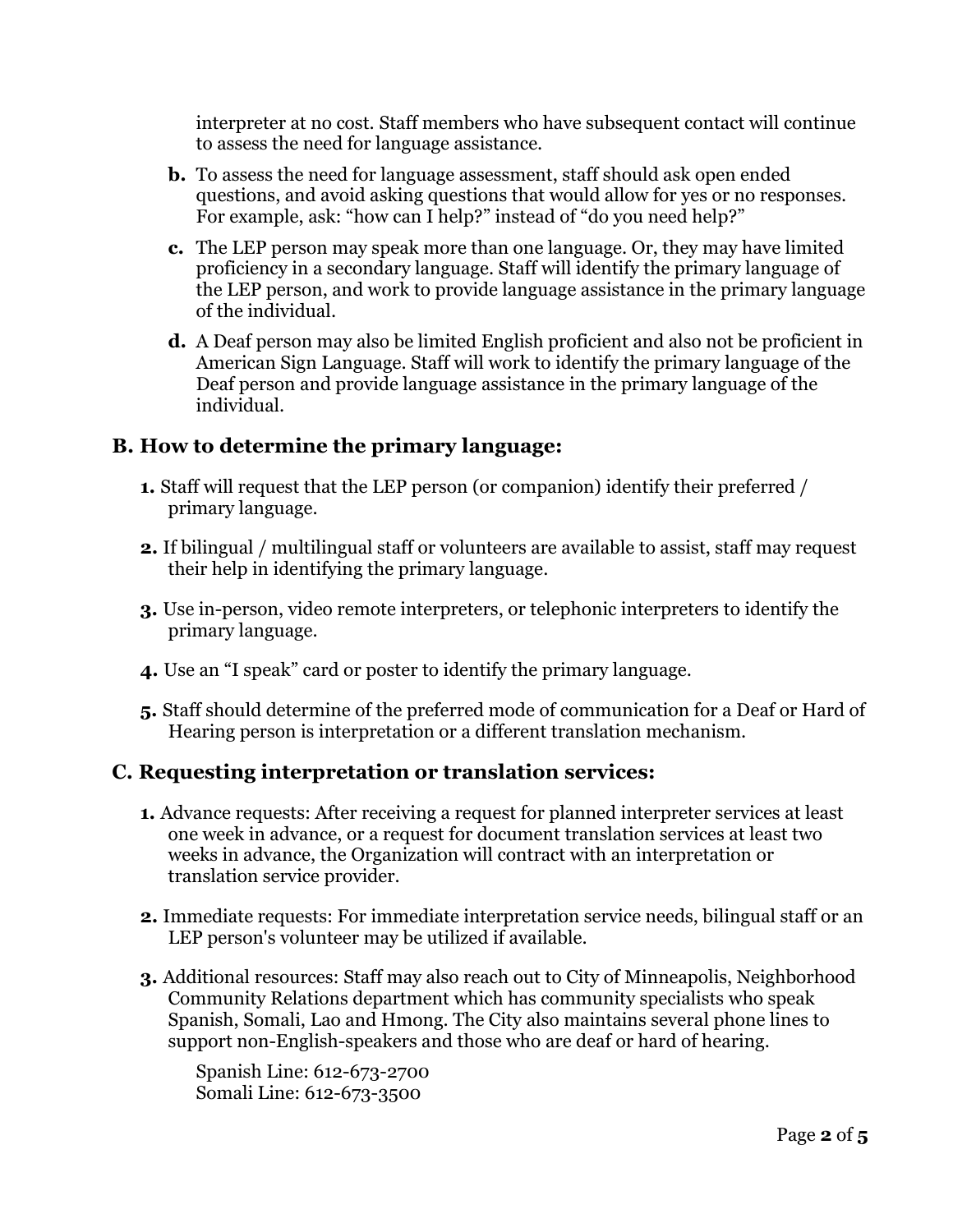interpreter at no cost. Staff members who have subsequent contact will continue to assess the need for language assistance.

b. To assess the need for language assessment, staff should ask open ended questions, and avoid asking questions that would allow for yes or no responses. For example, ask: "how can I help?" instead of "do you need help?"

c. The LEP person may speak more than one language. Or, they may have limited proficiency in a secondary language. Staff will identify the primary language of the LEP person, and work to provide language assistance in the primary language of the individual.

d. A Deaf person may also be limited English proficient and also not be proficient in American Sign Language. Staff will work to identify the primary language of the Deaf person and provide language assistance in the primary language of the individual.

## B. How to determine the primary language:

1. Staff will request that the LEP person (or companion) identify their preferred / primary language.

2. If bilingual / multilingual staff or volunteers are available to assist, staff may request their help in identifying the primary language.

3. Use in-person, video remote interpreters, or telephonic interpreters to identify the primary language.

4. Use an "I speak" card or poster to identify the primary language.

5. Staff should determine of the preferred mode of communication for a Deaf or Hard of Hearing person is interpretation or a different translation mechanism.

## C. Requesting interpretation or translation services:

1. Advance requests: After receiving a request for planned interpreter services at least one week in advance, or a request for document translation services at least two weeks in advance, the Organization will contract with an interpretation or translation service provider.

2. Immediate requests: For immediate interpretation service needs, bilingual staff or an LEP person's volunteer may be utilized if available.

3. Additional resources: Staff may also reach out to City of Minneapolis, Neighborhood Community Relations department which has community specialists who speak Spanish, Somali, Lao and Hmong. The City also maintains several phone lines to support non-English-speakers and those who are deaf or hard of hearing.

   Spanish Line: 612-673-2700
   Somali Line: 612-673-3500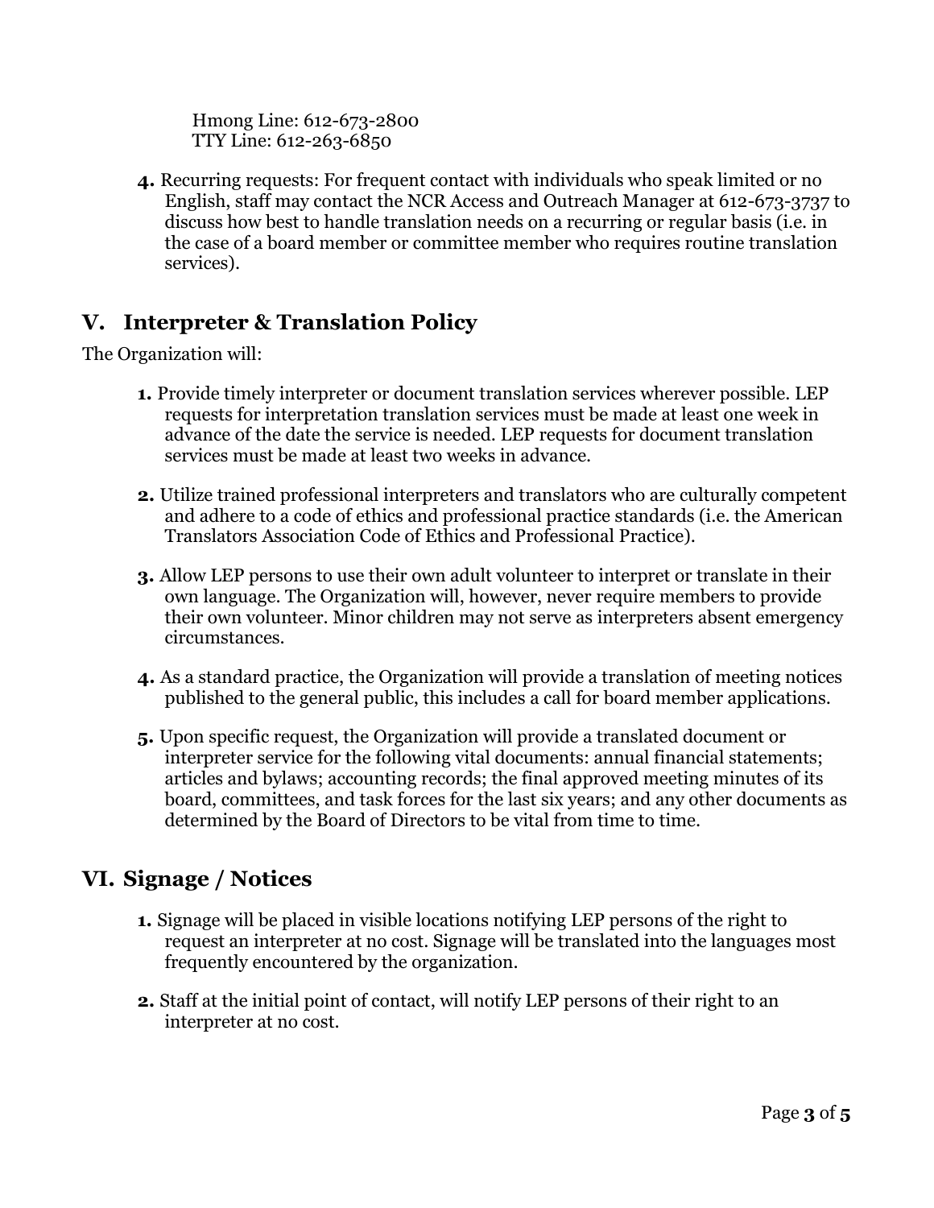Hmong Line: 612-673-2800
TTY Line: 612-263-6850

**4.** Recurring requests: For frequent contact with individuals who speak limited or no English, staff may contact the NCR Access and Outreach Manager at 612-673-3737 to discuss how best to handle translation needs on a recurring or regular basis (i.e. in the case of a board member or committee member who requires routine translation services).

## V. Interpreter & Translation Policy

The Organization will:

**1.** Provide timely interpreter or document translation services wherever possible. LEP requests for interpretation translation services must be made at least one week in advance of the date the service is needed. LEP requests for document translation services must be made at least two weeks in advance.

**2.** Utilize trained professional interpreters and translators who are culturally competent and adhere to a code of ethics and professional practice standards (i.e. the American Translators Association Code of Ethics and Professional Practice).

**3.** Allow LEP persons to use their own adult volunteer to interpret or translate in their own language. The Organization will, however, never require members to provide their own volunteer. Minor children may not serve as interpreters absent emergency circumstances.

**4.** As a standard practice, the Organization will provide a translation of meeting notices published to the general public, this includes a call for board member applications.

**5.** Upon specific request, the Organization will provide a translated document or interpreter service for the following vital documents: annual financial statements; articles and bylaws; accounting records; the final approved meeting minutes of its board, committees, and task forces for the last six years; and any other documents as determined by the Board of Directors to be vital from time to time.

## VI. Signage / Notices

**1.** Signage will be placed in visible locations notifying LEP persons of the right to request an interpreter at no cost. Signage will be translated into the languages most frequently encountered by the organization.

**2.** Staff at the initial point of contact, will notify LEP persons of their right to an interpreter at no cost.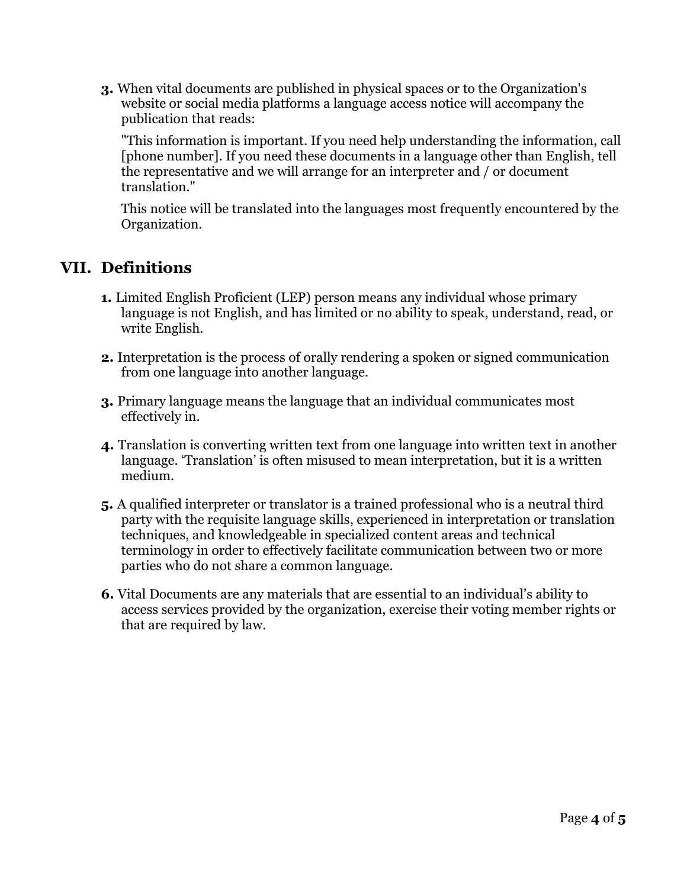**3.** When vital documents are published in physical spaces or to the Organization's website or social media platforms a language access notice will accompany the publication that reads:

"This information is important. If you need help understanding the information, call [phone number]. If you need these documents in a language other than English, tell the representative and we will arrange for an interpreter and / or document translation."

This notice will be translated into the languages most frequently encountered by the Organization.

## VII. Definitions

**1.** Limited English Proficient (LEP) person means any individual whose primary language is not English, and has limited or no ability to speak, understand, read, or write English.

**2.** Interpretation is the process of orally rendering a spoken or signed communication from one language into another language.

**3.** Primary language means the language that an individual communicates most effectively in.

**4.** Translation is converting written text from one language into written text in another language. 'Translation' is often misused to mean interpretation, but it is a written medium.

**5.** A qualified interpreter or translator is a trained professional who is a neutral third party with the requisite language skills, experienced in interpretation or translation techniques, and knowledgeable in specialized content areas and technical terminology in order to effectively facilitate communication between two or more parties who do not share a common language.

**6.** Vital Documents are any materials that are essential to an individual's ability to access services provided by the organization, exercise their voting member rights or that are required by law.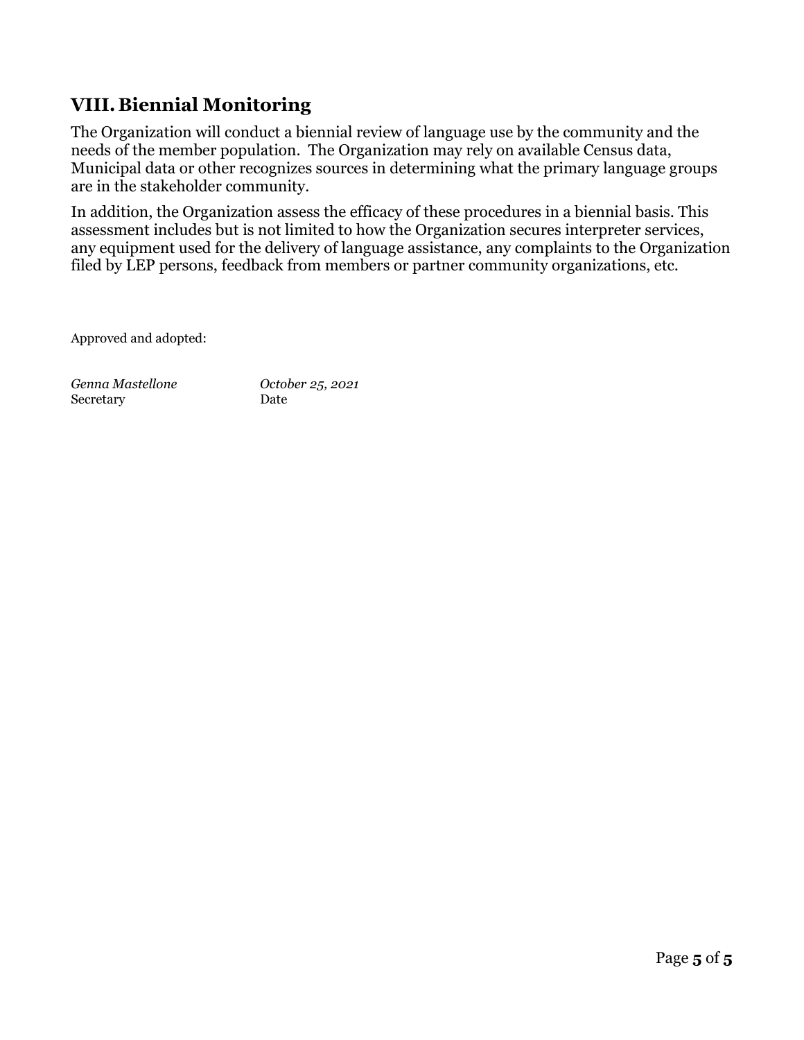## VIII. Biennial Monitoring

The Organization will conduct a biennial review of language use by the community and the needs of the member population. The Organization may rely on available Census data, Municipal data or other recognizes sources in determining what the primary language groups are in the stakeholder community.

In addition, the Organization assess the efficacy of these procedures in a biennial basis. This assessment includes but is not limited to how the Organization secures interpreter services, any equipment used for the delivery of language assistance, any complaints to the Organization filed by LEP persons, feedback from members or partner community organizations, etc.

Approved and adopted:

| | |
|---|---|
| *Genna Mastellone* | *October 25, 2021* |
| Secretary | Date |